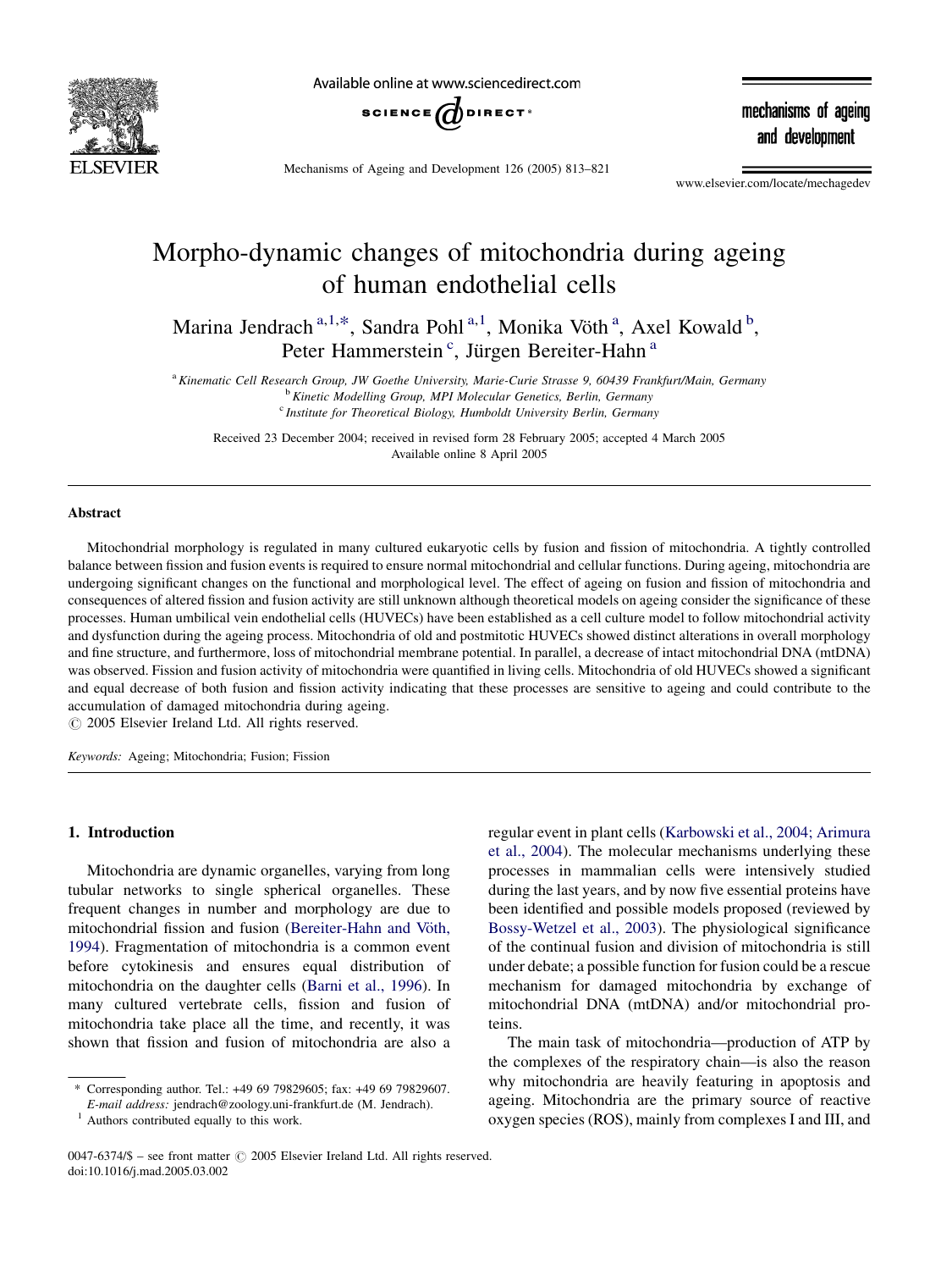# Morpho-dynamic changes of mitochondria during ageing of human endothelial cells

Marina Jendrach [a,1,*], Sandra Pohl [a,1], Monika Vöth [a], Axel Kowald [b], Peter Hammerstein [c], Jürgen Bereiter-Hahn [a]

[a] *Kinematic Cell Research Group, JW Goethe University, Marie-Curie Strasse 9, 60439 Frankfurt/Main, Germany*
[b] *Kinetic Modelling Group, MPI Molecular Genetics, Berlin, Germany*
[c] *Institute for Theoretical Biology, Humboldt University Berlin, Germany*

Received 23 December 2004; received in revised form 28 February 2005; accepted 4 March 2005
Available online 8 April 2005

## Abstract

Mitochondrial morphology is regulated in many cultured eukaryotic cells by fusion and fission of mitochondria. A tightly controlled balance between fission and fusion events is required to ensure normal mitochondrial and cellular functions. During ageing, mitochondria are undergoing significant changes on the functional and morphological level. The effect of ageing on fusion and fission of mitochondria and consequences of altered fission and fusion activity are still unknown although theoretical models on ageing consider the significance of these processes. Human umbilical vein endothelial cells (HUVECs) have been established as a cell culture model to follow mitochondrial activity and dysfunction during the ageing process. Mitochondria of old and postmitotic HUVECs showed distinct alterations in overall morphology and fine structure, and furthermore, loss of mitochondrial membrane potential. In parallel, a decrease of intact mitochondrial DNA (mtDNA) was observed. Fission and fusion activity of mitochondria were quantified in living cells. Mitochondria of old HUVECs showed a significant and equal decrease of both fusion and fission activity indicating that these processes are sensitive to ageing and could contribute to the accumulation of damaged mitochondria during ageing.
© 2005 Elsevier Ireland Ltd. All rights reserved.

*Keywords:* Ageing; Mitochondria; Fusion; Fission

## 1. Introduction

Mitochondria are dynamic organelles, varying from long tubular networks to single spherical organelles. These frequent changes in number and morphology are due to mitochondrial fission and fusion (Bereiter-Hahn and Vöth, 1994). Fragmentation of mitochondria is a common event before cytokinesis and ensures equal distribution of mitochondria on the daughter cells (Barni et al., 1996). In many cultured vertebrate cells, fission and fusion of mitochondria take place all the time, and recently, it was shown that fission and fusion of mitochondria are also a regular event in plant cells (Karbowski et al., 2004; Arimura et al., 2004). The molecular mechanisms underlying these processes in mammalian cells were intensively studied during the last years, and by now five essential proteins have been identified and possible models proposed (reviewed by Bossy-Wetzel et al., 2003). The physiological significance of the continual fusion and division of mitochondria is still under debate; a possible function for fusion could be a rescue mechanism for damaged mitochondria by exchange of mitochondrial DNA (mtDNA) and/or mitochondrial proteins.

The main task of mitochondria—production of ATP by the complexes of the respiratory chain—is also the reason why mitochondria are heavily featuring in apoptosis and ageing. Mitochondria are the primary source of reactive oxygen species (ROS), mainly from complexes I and III, and

---

\* Corresponding author. Tel.: +49 69 79829605; fax: +49 69 79829607.
*E-mail address:* jendrach@zoology.uni-frankfurt.de (M. Jendrach).
[1] Authors contributed equally to this work.

0047-6374/$ – see front matter © 2005 Elsevier Ireland Ltd. All rights reserved.
doi:10.1016/j.mad.2005.03.002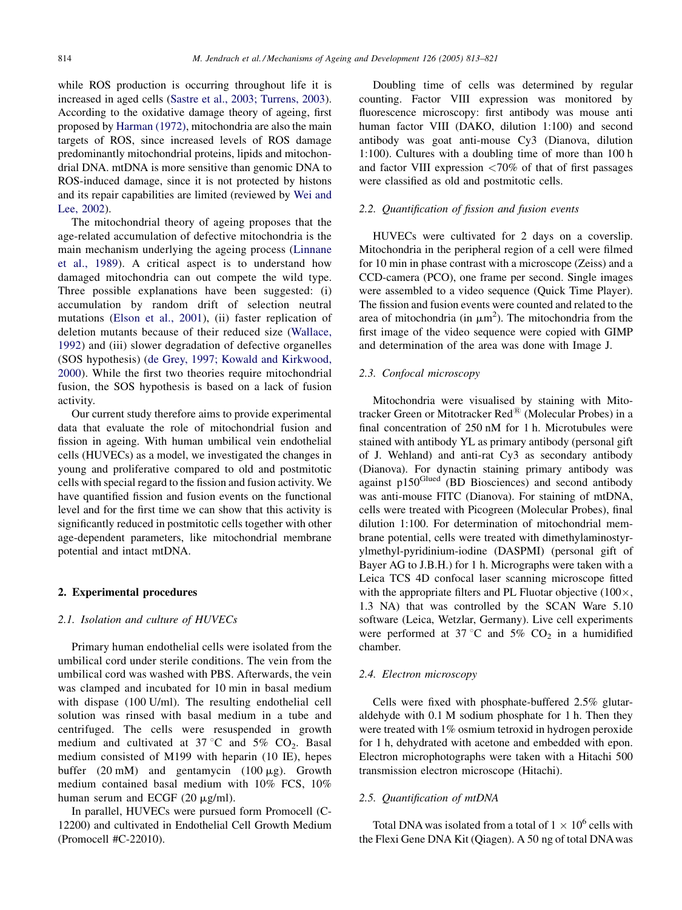while ROS production is occurring throughout life it is increased in aged cells (Sastre et al., 2003; Turrens, 2003). According to the oxidative damage theory of ageing, first proposed by Harman (1972), mitochondria are also the main targets of ROS, since increased levels of ROS damage predominantly mitochondrial proteins, lipids and mitochondrial DNA. mtDNA is more sensitive than genomic DNA to ROS-induced damage, since it is not protected by histons and its repair capabilities are limited (reviewed by Wei and Lee, 2002).

The mitochondrial theory of ageing proposes that the age-related accumulation of defective mitochondria is the main mechanism underlying the ageing process (Linnane et al., 1989). A critical aspect is to understand how damaged mitochondria can out compete the wild type. Three possible explanations have been suggested: (i) accumulation by random drift of selection neutral mutations (Elson et al., 2001), (ii) faster replication of deletion mutants because of their reduced size (Wallace, 1992) and (iii) slower degradation of defective organelles (SOS hypothesis) (de Grey, 1997; Kowald and Kirkwood, 2000). While the first two theories require mitochondrial fusion, the SOS hypothesis is based on a lack of fusion activity.

Our current study therefore aims to provide experimental data that evaluate the role of mitochondrial fusion and fission in ageing. With human umbilical vein endothelial cells (HUVECs) as a model, we investigated the changes in young and proliferative compared to old and postmitotic cells with special regard to the fission and fusion activity. We have quantified fission and fusion events on the functional level and for the first time we can show that this activity is significantly reduced in postmitotic cells together with other age-dependent parameters, like mitochondrial membrane potential and intact mtDNA.

## 2. Experimental procedures

### 2.1. Isolation and culture of HUVECs

Primary human endothelial cells were isolated from the umbilical cord under sterile conditions. The vein from the umbilical cord was washed with PBS. Afterwards, the vein was clamped and incubated for 10 min in basal medium with dispase (100 U/ml). The resulting endothelial cell solution was rinsed with basal medium in a tube and centrifuged. The cells were resuspended in growth medium and cultivated at 37 °C and 5% $CO_2$. Basal medium consisted of M199 with heparin (10 IE), hepes buffer (20 mM) and gentamycin (100 μg). Growth medium contained basal medium with 10% FCS, 10% human serum and ECGF (20 μg/ml).

In parallel, HUVECs were pursued form Promocell (C-12200) and cultivated in Endothelial Cell Growth Medium (Promocell #C-22010).

Doubling time of cells was determined by regular counting. Factor VIII expression was monitored by fluorescence microscopy: first antibody was mouse anti human factor VIII (DAKO, dilution 1:100) and second antibody was goat anti-mouse Cy3 (Dianova, dilution 1:100). Cultures with a doubling time of more than 100 h and factor VIII expression <70% of that of first passages were classified as old and postmitotic cells.

### 2.2. Quantification of fission and fusion events

HUVECs were cultivated for 2 days on a coverslip. Mitochondria in the peripheral region of a cell were filmed for 10 min in phase contrast with a microscope (Zeiss) and a CCD-camera (PCO), one frame per second. Single images were assembled to a video sequence (Quick Time Player). The fission and fusion events were counted and related to the area of mitochondria (in $\mu m^2$). The mitochondria from the first image of the video sequence were copied with GIMP and determination of the area was done with Image J.

### 2.3. Confocal microscopy

Mitochondria were visualised by staining with Mitotracker Green or Mitotracker Red® (Molecular Probes) in a final concentration of 250 nM for 1 h. Microtubules were stained with antibody YL as primary antibody (personal gift of J. Wehland) and anti-rat Cy3 as secondary antibody (Dianova). For dynactin staining primary antibody was against $p150^{Glued}$ (BD Biosciences) and second antibody was anti-mouse FITC (Dianova). For staining of mtDNA, cells were treated with Picogreen (Molecular Probes), final dilution 1:100. For determination of mitochondrial membrane potential, cells were treated with dimethylaminostyrylmethyl-pyridinium-iodine (DASPMI) (personal gift of Bayer AG to J.B.H.) for 1 h. Micrographs were taken with a Leica TCS 4D confocal laser scanning microscope fitted with the appropriate filters and PL Fluotar objective (100×, 1.3 NA) that was controlled by the SCAN Ware 5.10 software (Leica, Wetzlar, Germany). Live cell experiments were performed at 37 °C and 5% $CO_2$ in a humidified chamber.

### 2.4. Electron microscopy

Cells were fixed with phosphate-buffered 2.5% glutaraldehyde with 0.1 M sodium phosphate for 1 h. Then they were treated with 1% osmium tetroxid in hydrogen peroxide for 1 h, dehydrated with acetone and embedded with epon. Electron microphotographs were taken with a Hitachi 500 transmission electron microscope (Hitachi).

### 2.5. Quantification of mtDNA

Total DNA was isolated from a total of $1 \times 10^6$ cells with the Flexi Gene DNA Kit (Qiagen). A 50 ng of total DNA was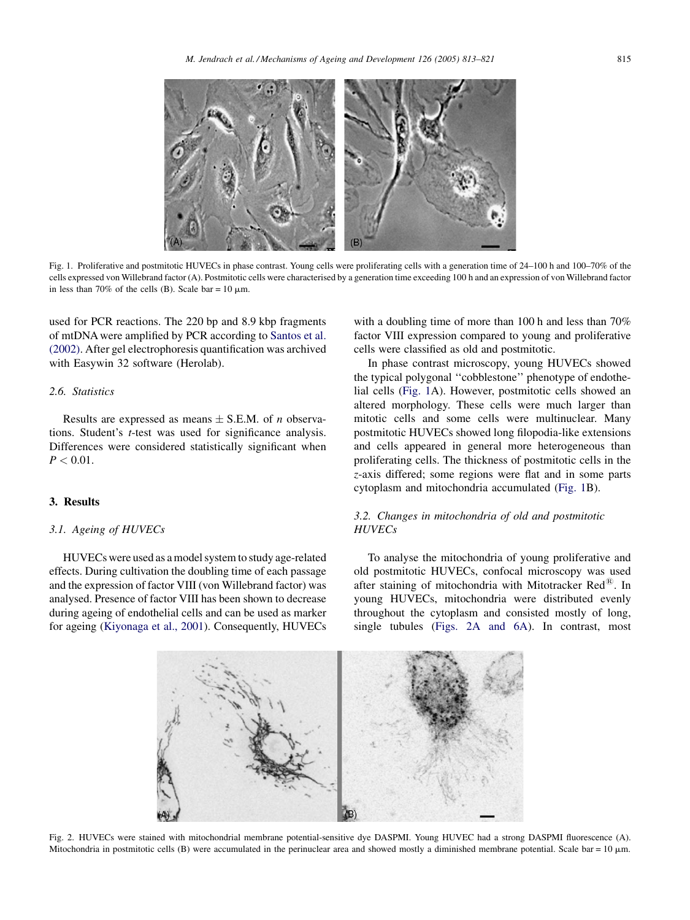Fig. 1. Proliferative and postmitotic HUVECs in phase contrast. Young cells were proliferating cells with a generation time of 24–100 h and 100–70% of the cells expressed von Willebrand factor (A). Postmitotic cells were characterised by a generation time exceeding 100 h and an expression of von Willebrand factor in less than 70% of the cells (B). Scale bar = 10 μm.

used for PCR reactions. The 220 bp and 8.9 kbp fragments of mtDNA were amplified by PCR according to Santos et al. (2002). After gel electrophoresis quantification was archived with Easywin 32 software (Herolab).

### 2.6. Statistics

Results are expressed as means ± S.E.M. of *n* observations. Student's *t*-test was used for significance analysis. Differences were considered statistically significant when $P < 0.01$.

## 3. Results

### 3.1. Ageing of HUVECs

HUVECs were used as a model system to study age-related effects. During cultivation the doubling time of each passage and the expression of factor VIII (von Willebrand factor) was analysed. Presence of factor VIII has been shown to decrease during ageing of endothelial cells and can be used as marker for ageing (Kiyonaga et al., 2001). Consequently, HUVECs with a doubling time of more than 100 h and less than 70% factor VIII expression compared to young and proliferative cells were classified as old and postmitotic.

In phase contrast microscopy, young HUVECs showed the typical polygonal ''cobblestone'' phenotype of endothelial cells (Fig. 1A). However, postmitotic cells showed an altered morphology. These cells were much larger than mitotic cells and some cells were multinuclear. Many postmitotic HUVECs showed long filopodia-like extensions and cells appeared in general more heterogeneous than proliferating cells. The thickness of postmitotic cells in the *z*-axis differed; some regions were flat and in some parts cytoplasm and mitochondria accumulated (Fig. 1B).

### 3.2. Changes in mitochondria of old and postmitotic HUVECs

To analyse the mitochondria of young proliferative and old postmitotic HUVECs, confocal microscopy was used after staining of mitochondria with Mitotracker Red®. In young HUVECs, mitochondria were distributed evenly throughout the cytoplasm and consisted mostly of long, single tubules (Figs. 2A and 6A). In contrast, most

Fig. 2. HUVECs were stained with mitochondrial membrane potential-sensitive dye DASPMI. Young HUVEC had a strong DASPMI fluorescence (A). Mitochondria in postmitotic cells (B) were accumulated in the perinuclear area and showed mostly a diminished membrane potential. Scale bar = 10 μm.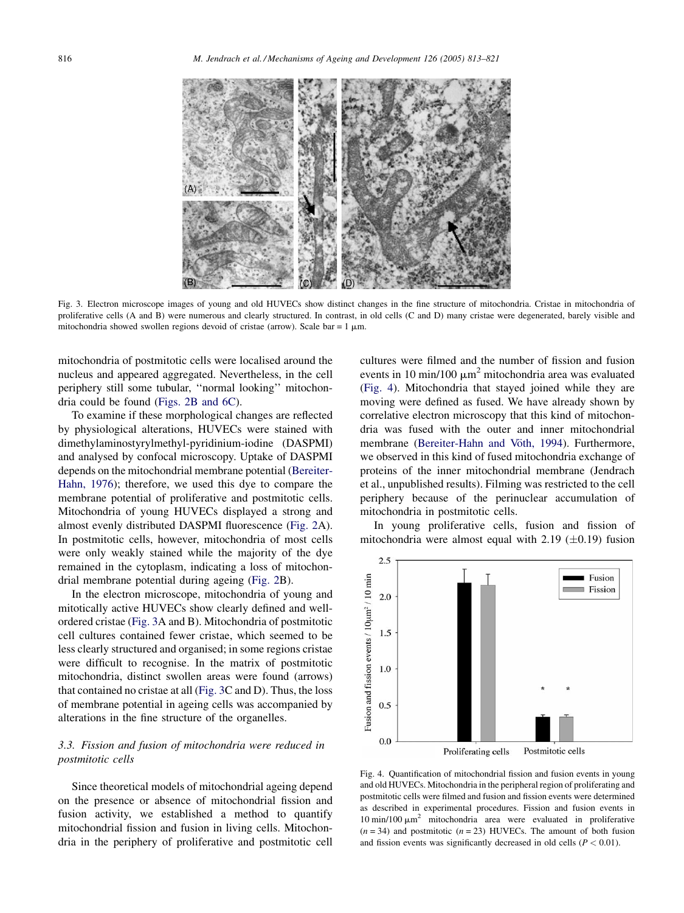Fig. 3. Electron microscope images of young and old HUVECs show distinct changes in the fine structure of mitochondria. Cristae in mitochondria of proliferative cells (A and B) were numerous and clearly structured. In contrast, in old cells (C and D) many cristae were degenerated, barely visible and mitochondria showed swollen regions devoid of cristae (arrow). Scale bar = 1 μm.

mitochondria of postmitotic cells were localised around the nucleus and appeared aggregated. Nevertheless, in the cell periphery still some tubular, ''normal looking'' mitochondria could be found (Figs. 2B and 6C).

To examine if these morphological changes are reflected by physiological alterations, HUVECs were stained with dimethylaminostyrylmethyl-pyridinium-iodine (DASPMI) and analysed by confocal microscopy. Uptake of DASPMI depends on the mitochondrial membrane potential (Bereiter-Hahn, 1976); therefore, we used this dye to compare the membrane potential of proliferative and postmitotic cells. Mitochondria of young HUVECs displayed a strong and almost evenly distributed DASPMI fluorescence (Fig. 2A). In postmitotic cells, however, mitochondria of most cells were only weakly stained while the majority of the dye remained in the cytoplasm, indicating a loss of mitochondrial membrane potential during ageing (Fig. 2B).

In the electron microscope, mitochondria of young and mitotically active HUVECs show clearly defined and well-ordered cristae (Fig. 3A and B). Mitochondria of postmitotic cell cultures contained fewer cristae, which seemed to be less clearly structured and organised; in some regions cristae were difficult to recognise. In the matrix of postmitotic mitochondria, distinct swollen areas were found (arrows) that contained no cristae at all (Fig. 3C and D). Thus, the loss of membrane potential in ageing cells was accompanied by alterations in the fine structure of the organelles.

### *3.3. Fission and fusion of mitochondria were reduced in postmitotic cells*

Since theoretical models of mitochondrial ageing depend on the presence or absence of mitochondrial fission and fusion activity, we established a method to quantify mitochondrial fission and fusion in living cells. Mitochondria in the periphery of proliferative and postmitotic cell cultures were filmed and the number of fission and fusion events in 10 min/100 $\mu m^2$ mitochondria area was evaluated (Fig. 4). Mitochondria that stayed joined while they are moving were defined as fused. We have already shown by correlative electron microscopy that this kind of mitochondria was fused with the outer and inner mitochondrial membrane (Bereiter-Hahn and Vöth, 1994). Furthermore, we observed in this kind of fused mitochondria exchange of proteins of the inner mitochondrial membrane (Jendrach et al., unpublished results). Filming was restricted to the cell periphery because of the perinuclear accumulation of mitochondria in postmitotic cells.

In young proliferative cells, fusion and fission of mitochondria were almost equal with 2.19 (±0.19) fusion

Fig. 4. Quantification of mitochondrial fission and fusion events in young and old HUVECs. Mitochondria in the peripheral region of proliferating and postmitotic cells were filmed and fusion and fission events were determined as described in experimental procedures. Fission and fusion events in 10 min/100 $\mu m^2$ mitochondria area were evaluated in proliferative ($n = 34$) and postmitotic ($n = 23$) HUVECs. The amount of both fusion and fission events was significantly decreased in old cells ($P < 0.01$).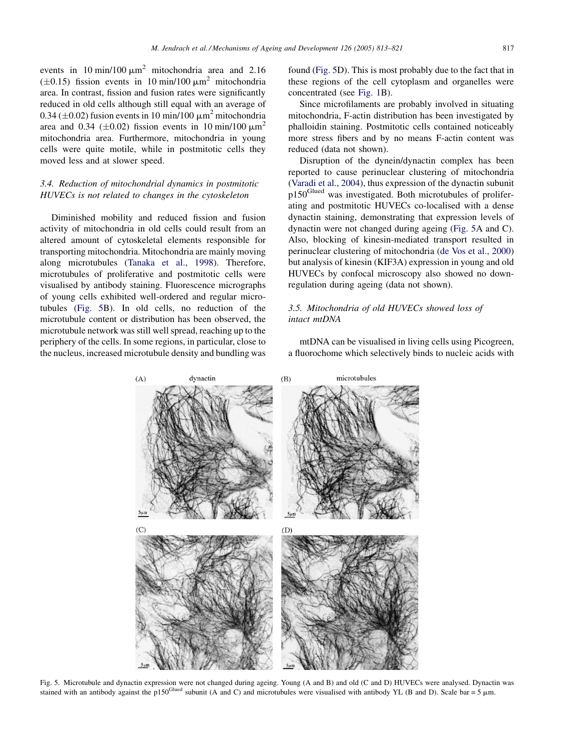events in 10 min/100 $\mu m^2$ mitochondria area and 2.16 ($\pm$0.15) fission events in 10 min/100 $\mu m^2$ mitochondria area. In contrast, fission and fusion rates were significantly reduced in old cells although still equal with an average of 0.34 ($\pm$0.02) fusion events in 10 min/100 $\mu m^2$ mitochondria area and 0.34 ($\pm$0.02) fission events in 10 min/100 $\mu m^2$ mitochondria area. Furthermore, mitochondria in young cells were quite motile, while in postmitotic cells they moved less and at slower speed.

### *3.4. Reduction of mitochondrial dynamics in postmitotic HUVECs is not related to changes in the cytoskeleton*

Diminished mobility and reduced fission and fusion activity of mitochondria in old cells could result from an altered amount of cytoskeletal elements responsible for transporting mitochondria. Mitochondria are mainly moving along microtubules (Tanaka et al., 1998). Therefore, microtubules of proliferative and postmitotic cells were visualised by antibody staining. Fluorescence micrographs of young cells exhibited well-ordered and regular microtubules (Fig. 5B). In old cells, no reduction of the microtubule content or distribution has been observed, the microtubule network was still well spread, reaching up to the periphery of the cells. In some regions, in particular, close to the nucleus, increased microtubule density and bundling was found (Fig. 5D). This is most probably due to the fact that in these regions of the cell cytoplasm and organelles were concentrated (see Fig. 1B).

Since microfilaments are probably involved in situating mitochondria, F-actin distribution has been investigated by phalloidin staining. Postmitotic cells contained noticeably more stress fibers and by no means F-actin content was reduced (data not shown).

Disruption of the dynein/dynactin complex has been reported to cause perinuclear clustering of mitochondria (Varadi et al., 2004), thus expression of the dynactin subunit p150[Glued] was investigated. Both microtubules of proliferating and postmitotic HUVECs co-localised with a dense dynactin staining, demonstrating that expression levels of dynactin were not changed during ageing (Fig. 5A and C). Also, blocking of kinesin-mediated transport resulted in perinuclear clustering of mitochondria (de Vos et al., 2000) but analysis of kinesin (KIF3A) expression in young and old HUVECs by confocal microscopy also showed no down-regulation during ageing (data not shown).

### *3.5. Mitochondria of old HUVECs showed loss of intact mtDNA*

mtDNA can be visualised in living cells using Picogreen, a fluorochome which selectively binds to nucleic acids with

Fig. 5. Microtubule and dynactin expression were not changed during ageing. Young (A and B) and old (C and D) HUVECs were analysed. Dynactin was stained with an antibody against the p150[Glued] subunit (A and C) and microtubules were visualised with antibody YL (B and D). Scale bar = 5 μm.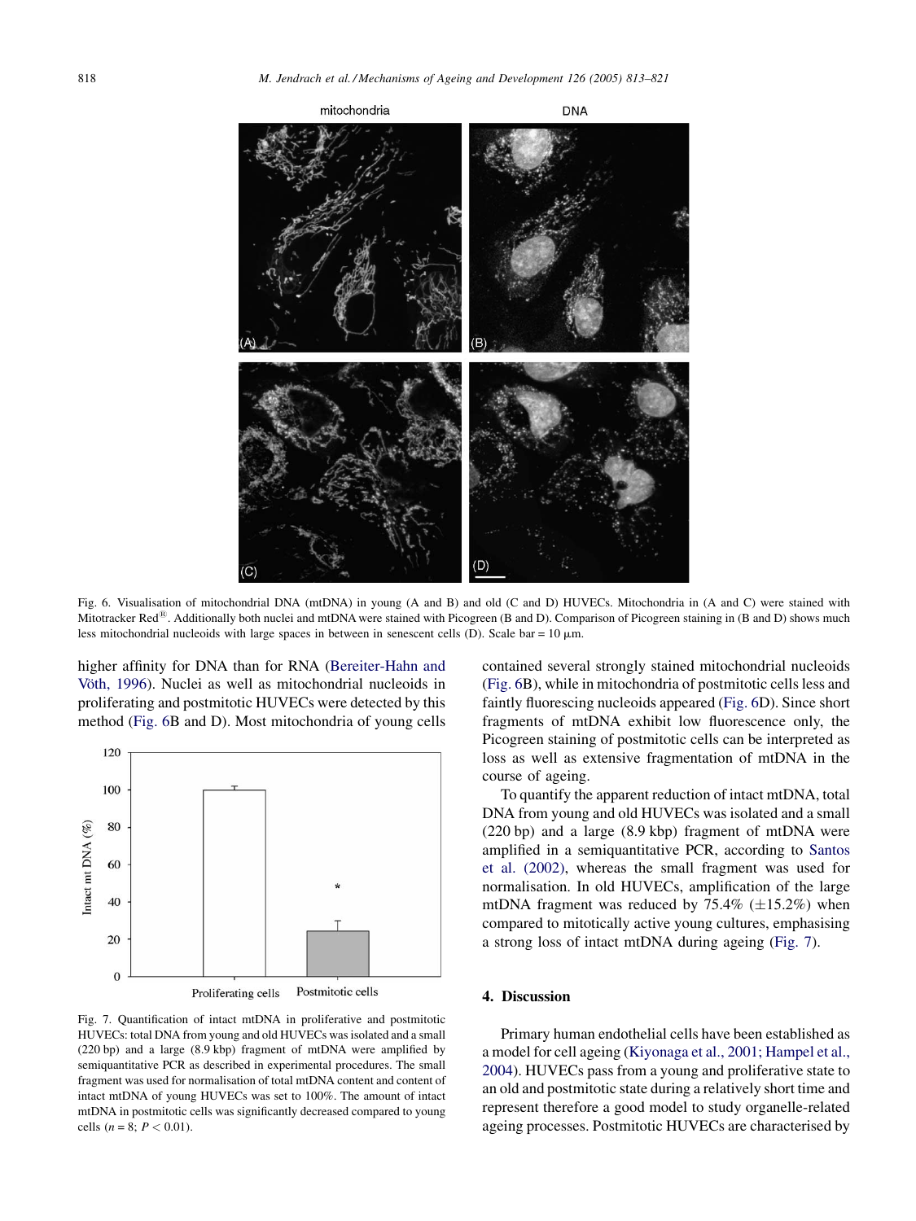Fig. 6. Visualisation of mitochondrial DNA (mtDNA) in young (A and B) and old (C and D) HUVECs. Mitochondria in (A and C) were stained with Mitotracker Red®. Additionally both nuclei and mtDNA were stained with Picogreen (B and D). Comparison of Picogreen staining in (B and D) shows much less mitochondrial nucleoids with large spaces in between in senescent cells (D). Scale bar = 10 μm.

higher affinity for DNA than for RNA (Bereiter-Hahn and Vöth, 1996). Nuclei as well as mitochondrial nucleoids in proliferating and postmitotic HUVECs were detected by this method (Fig. 6B and D). Most mitochondria of young cells contained several strongly stained mitochondrial nucleoids (Fig. 6B), while in mitochondria of postmitotic cells less and faintly fluorescing nucleoids appeared (Fig. 6D). Since short fragments of mtDNA exhibit low fluorescence only, the Picogreen staining of postmitotic cells can be interpreted as loss as well as extensive fragmentation of mtDNA in the course of ageing.

Fig. 7. Quantification of intact mtDNA in proliferative and postmitotic HUVECs: total DNA from young and old HUVECs was isolated and a small (220 bp) and a large (8.9 kbp) fragment of mtDNA were amplified by semiquantitative PCR as described in experimental procedures. The small fragment was used for normalisation of total mtDNA content and content of intact mtDNA of young HUVECs was set to 100%. The amount of intact mtDNA in postmitotic cells was significantly decreased compared to young cells ($n = 8$; $P < 0.01$).

To quantify the apparent reduction of intact mtDNA, total DNA from young and old HUVECs was isolated and a small (220 bp) and a large (8.9 kbp) fragment of mtDNA were amplified in a semiquantitative PCR, according to Santos et al. (2002), whereas the small fragment was used for normalisation. In old HUVECs, amplification of the large mtDNA fragment was reduced by 75.4% (±15.2%) when compared to mitotically active young cultures, emphasising a strong loss of intact mtDNA during ageing (Fig. 7).

## 4. Discussion

Primary human endothelial cells have been established as a model for cell ageing (Kiyonaga et al., 2001; Hampel et al., 2004). HUVECs pass from a young and proliferative state to an old and postmitotic state during a relatively short time and represent therefore a good model to study organelle-related ageing processes. Postmitotic HUVECs are characterised by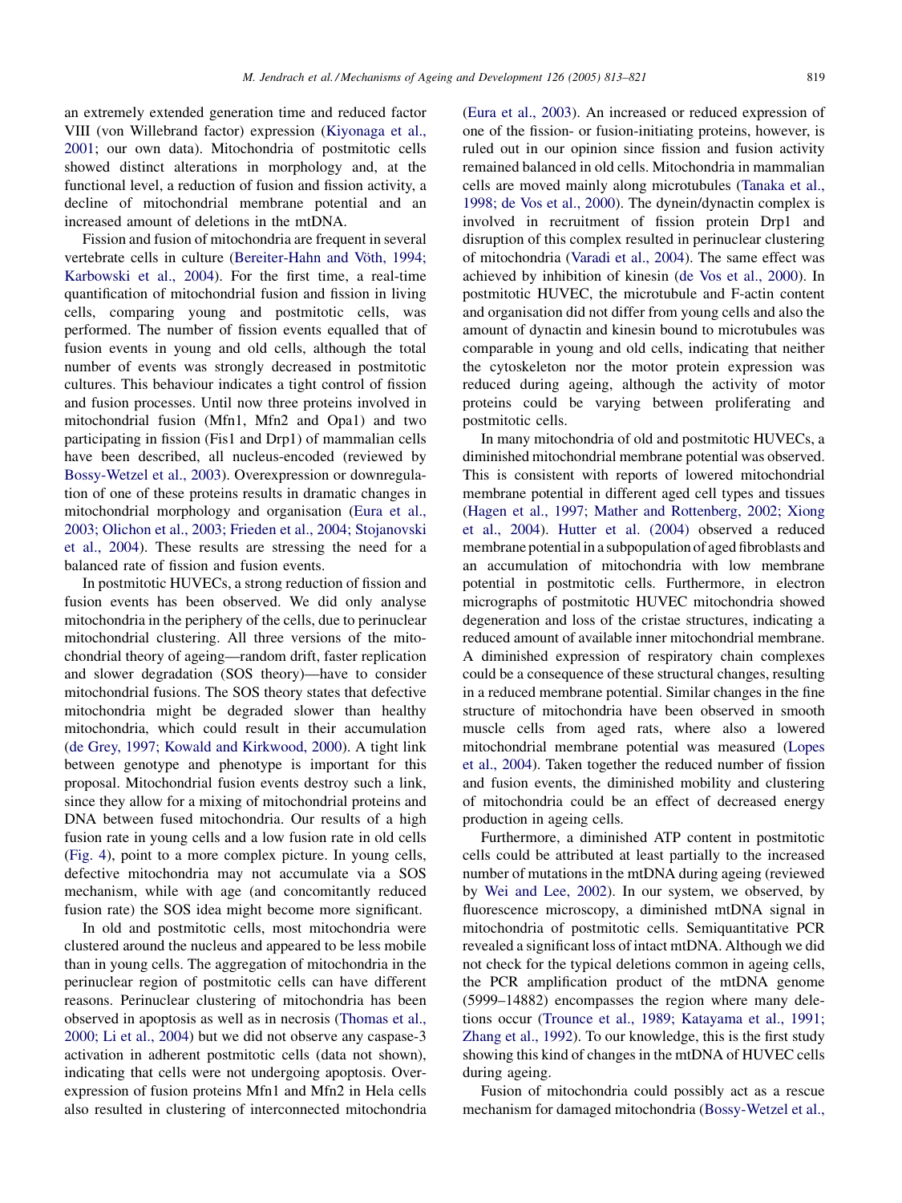an extremely extended generation time and reduced factor VIII (von Willebrand factor) expression (Kiyonaga et al., 2001; our own data). Mitochondria of postmitotic cells showed distinct alterations in morphology and, at the functional level, a reduction of fusion and fission activity, a decline of mitochondrial membrane potential and an increased amount of deletions in the mtDNA.

Fission and fusion of mitochondria are frequent in several vertebrate cells in culture (Bereiter-Hahn and Vöth, 1994; Karbowski et al., 2004). For the first time, a real-time quantification of mitochondrial fusion and fission in living cells, comparing young and postmitotic cells, was performed. The number of fission events equalled that of fusion events in young and old cells, although the total number of events was strongly decreased in postmitotic cultures. This behaviour indicates a tight control of fission and fusion processes. Until now three proteins involved in mitochondrial fusion (Mfn1, Mfn2 and Opa1) and two participating in fission (Fis1 and Drp1) of mammalian cells have been described, all nucleus-encoded (reviewed by Bossy-Wetzel et al., 2003). Overexpression or downregulation of one of these proteins results in dramatic changes in mitochondrial morphology and organisation (Eura et al., 2003; Olichon et al., 2003; Frieden et al., 2004; Stojanovski et al., 2004). These results are stressing the need for a balanced rate of fission and fusion events.

In postmitotic HUVECs, a strong reduction of fission and fusion events has been observed. We did only analyse mitochondria in the periphery of the cells, due to perinuclear mitochondrial clustering. All three versions of the mitochondrial theory of ageing—random drift, faster replication and slower degradation (SOS theory)—have to consider mitochondrial fusions. The SOS theory states that defective mitochondria might be degraded slower than healthy mitochondria, which could result in their accumulation (de Grey, 1997; Kowald and Kirkwood, 2000). A tight link between genotype and phenotype is important for this proposal. Mitochondrial fusion events destroy such a link, since they allow for a mixing of mitochondrial proteins and DNA between fused mitochondria. Our results of a high fusion rate in young cells and a low fusion rate in old cells (Fig. 4), point to a more complex picture. In young cells, defective mitochondria may not accumulate via a SOS mechanism, while with age (and concomitantly reduced fusion rate) the SOS idea might become more significant.

In old and postmitotic cells, most mitochondria were clustered around the nucleus and appeared to be less mobile than in young cells. The aggregation of mitochondria in the perinuclear region of postmitotic cells can have different reasons. Perinuclear clustering of mitochondria has been observed in apoptosis as well as in necrosis (Thomas et al., 2000; Li et al., 2004) but we did not observe any caspase-3 activation in adherent postmitotic cells (data not shown), indicating that cells were not undergoing apoptosis. Overexpression of fusion proteins Mfn1 and Mfn2 in Hela cells also resulted in clustering of interconnected mitochondria (Eura et al., 2003). An increased or reduced expression of one of the fission- or fusion-initiating proteins, however, is ruled out in our opinion since fission and fusion activity remained balanced in old cells. Mitochondria in mammalian cells are moved mainly along microtubules (Tanaka et al., 1998; de Vos et al., 2000). The dynein/dynactin complex is involved in recruitment of fission protein Drp1 and disruption of this complex resulted in perinuclear clustering of mitochondria (Varadi et al., 2004). The same effect was achieved by inhibition of kinesin (de Vos et al., 2000). In postmitotic HUVEC, the microtubule and F-actin content and organisation did not differ from young cells and also the amount of dynactin and kinesin bound to microtubules was comparable in young and old cells, indicating that neither the cytoskeleton nor the motor protein expression was reduced during ageing, although the activity of motor proteins could be varying between proliferating and postmitotic cells.

In many mitochondria of old and postmitotic HUVECs, a diminished mitochondrial membrane potential was observed. This is consistent with reports of lowered mitochondrial membrane potential in different aged cell types and tissues (Hagen et al., 1997; Mather and Rottenberg, 2002; Xiong et al., 2004). Hutter et al. (2004) observed a reduced membrane potential in a subpopulation of aged fibroblasts and an accumulation of mitochondria with low membrane potential in postmitotic cells. Furthermore, in electron micrographs of postmitotic HUVEC mitochondria showed degeneration and loss of the cristae structures, indicating a reduced amount of available inner mitochondrial membrane. A diminished expression of respiratory chain complexes could be a consequence of these structural changes, resulting in a reduced membrane potential. Similar changes in the fine structure of mitochondria have been observed in smooth muscle cells from aged rats, where also a lowered mitochondrial membrane potential was measured (Lopes et al., 2004). Taken together the reduced number of fission and fusion events, the diminished mobility and clustering of mitochondria could be an effect of decreased energy production in ageing cells.

Furthermore, a diminished ATP content in postmitotic cells could be attributed at least partially to the increased number of mutations in the mtDNA during ageing (reviewed by Wei and Lee, 2002). In our system, we observed, by fluorescence microscopy, a diminished mtDNA signal in mitochondria of postmitotic cells. Semiquantitative PCR revealed a significant loss of intact mtDNA. Although we did not check for the typical deletions common in ageing cells, the PCR amplification product of the mtDNA genome (5999–14882) encompasses the region where many deletions occur (Trounce et al., 1989; Katayama et al., 1991; Zhang et al., 1992). To our knowledge, this is the first study showing this kind of changes in the mtDNA of HUVEC cells during ageing.

Fusion of mitochondria could possibly act as a rescue mechanism for damaged mitochondria (Bossy-Wetzel et al.,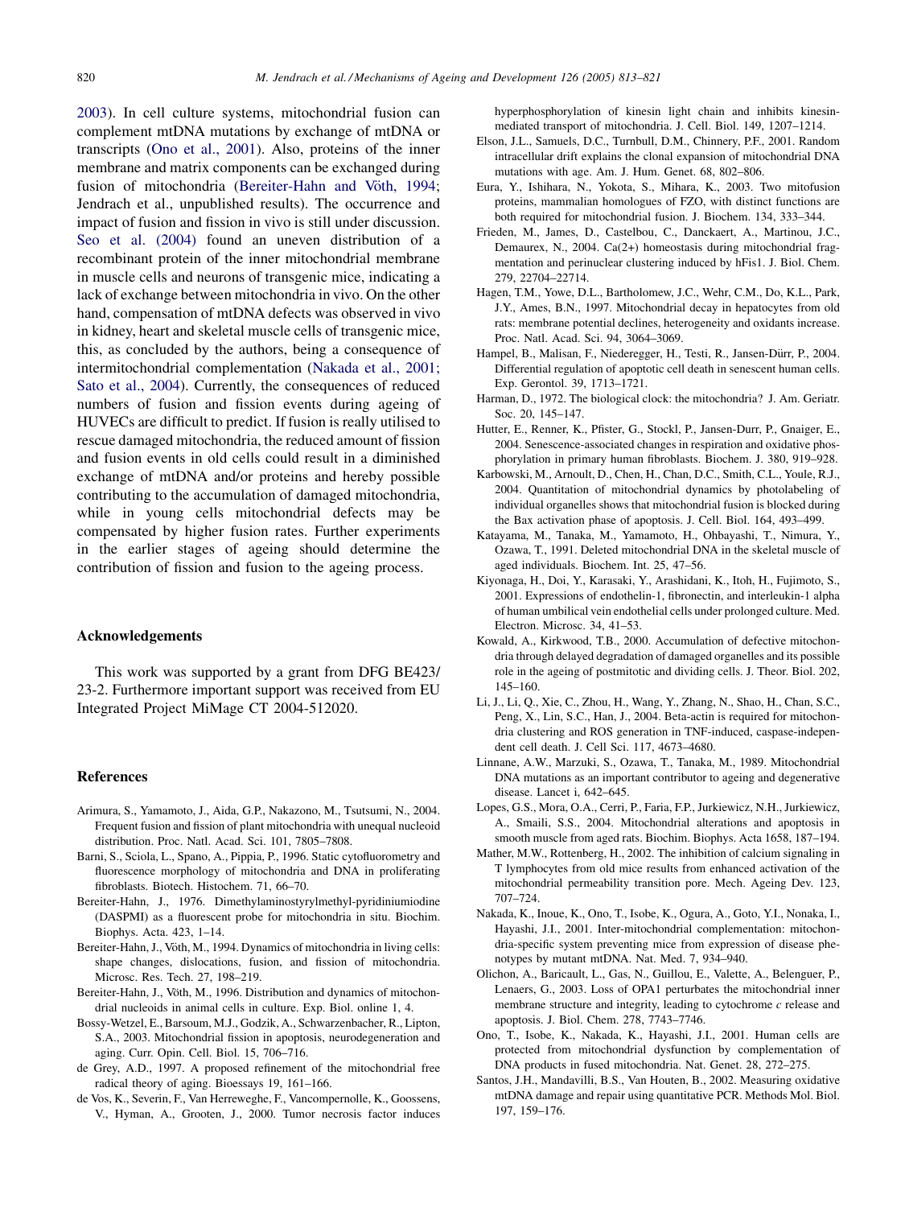2003). In cell culture systems, mitochondrial fusion can complement mtDNA mutations by exchange of mtDNA or transcripts (Ono et al., 2001). Also, proteins of the inner membrane and matrix components can be exchanged during fusion of mitochondria (Bereiter-Hahn and Vöth, 1994; Jendrach et al., unpublished results). The occurrence and impact of fusion and fission in vivo is still under discussion. Seo et al. (2004) found an uneven distribution of a recombinant protein of the inner mitochondrial membrane in muscle cells and neurons of transgenic mice, indicating a lack of exchange between mitochondria in vivo. On the other hand, compensation of mtDNA defects was observed in vivo in kidney, heart and skeletal muscle cells of transgenic mice, this, as concluded by the authors, being a consequence of intermitochondrial complementation (Nakada et al., 2001; Sato et al., 2004). Currently, the consequences of reduced numbers of fusion and fission events during ageing of HUVECs are difficult to predict. If fusion is really utilised to rescue damaged mitochondria, the reduced amount of fission and fusion events in old cells could result in a diminished exchange of mtDNA and/or proteins and hereby possible contributing to the accumulation of damaged mitochondria, while in young cells mitochondrial defects may be compensated by higher fusion rates. Further experiments in the earlier stages of ageing should determine the contribution of fission and fusion to the ageing process.

## Acknowledgements

This work was supported by a grant from DFG BE423/23-2. Furthermore important support was received from EU Integrated Project MiMage CT 2004-512020.

## References

Arimura, S., Yamamoto, J., Aida, G.P., Nakazono, M., Tsutsumi, N., 2004. Frequent fusion and fission of plant mitochondria with unequal nucleoid distribution. Proc. Natl. Acad. Sci. 101, 7805–7808.

Barni, S., Sciola, L., Spano, A., Pippia, P., 1996. Static cytofluorometry and fluorescence morphology of mitochondria and DNA in proliferating fibroblasts. Biotech. Histochem. 71, 66–70.

Bereiter-Hahn, J., 1976. Dimethylaminostyrylmethyl-pyridiniumiodine (DASPMI) as a fluorescent probe for mitochondria in situ. Biochim. Biophys. Acta. 423, 1–14.

Bereiter-Hahn, J., Vöth, M., 1994. Dynamics of mitochondria in living cells: shape changes, dislocations, fusion, and fission of mitochondria. Microsc. Res. Tech. 27, 198–219.

Bereiter-Hahn, J., Vöth, M., 1996. Distribution and dynamics of mitochondrial nucleoids in animal cells in culture. Exp. Biol. online 1, 4.

Bossy-Wetzel, E., Barsoum, M.J., Godzik, A., Schwarzenbacher, R., Lipton, S.A., 2003. Mitochondrial fission in apoptosis, neurodegeneration and aging. Curr. Opin. Cell. Biol. 15, 706–716.

de Grey, A.D., 1997. A proposed refinement of the mitochondrial free radical theory of aging. Bioessays 19, 161–166.

de Vos, K., Severin, F., Van Herreweghe, F., Vancompernolle, K., Goossens, V., Hyman, A., Grooten, J., 2000. Tumor necrosis factor induces hyperphosphorylation of kinesin light chain and inhibits kinesin-mediated transport of mitochondria. J. Cell. Biol. 149, 1207–1214.

Elson, J.L., Samuels, D.C., Turnbull, D.M., Chinnery, P.F., 2001. Random intracellular drift explains the clonal expansion of mitochondrial DNA mutations with age. Am. J. Hum. Genet. 68, 802–806.

Eura, Y., Ishihara, N., Yokota, S., Mihara, K., 2003. Two mitofusion proteins, mammalian homologues of FZO, with distinct functions are both required for mitochondrial fusion. J. Biochem. 134, 333–344.

Frieden, M., James, D., Castelbou, C., Danckaert, A., Martinou, J.C., Demaurex, N., 2004. Ca(2+) homeostasis during mitochondrial fragmentation and perinuclear clustering induced by hFis1. J. Biol. Chem. 279, 22704–22714.

Hagen, T.M., Yowe, D.L., Bartholomew, J.C., Wehr, C.M., Do, K.L., Park, J.Y., Ames, B.N., 1997. Mitochondrial decay in hepatocytes from old rats: membrane potential declines, heterogeneity and oxidants increase. Proc. Natl. Acad. Sci. 94, 3064–3069.

Hampel, B., Malisan, F., Niederegger, H., Testi, R., Jansen-Dürr, P., 2004. Differential regulation of apoptotic cell death in senescent human cells. Exp. Gerontol. 39, 1713–1721.

Harman, D., 1972. The biological clock: the mitochondria? J. Am. Geriatr. Soc. 20, 145–147.

Hutter, E., Renner, K., Pfister, G., Stockl, P., Jansen-Durr, P., Gnaiger, E., 2004. Senescence-associated changes in respiration and oxidative phosphorylation in primary human fibroblasts. Biochem. J. 380, 919–928.

Karbowski, M., Arnoult, D., Chen, H., Chan, D.C., Smith, C.L., Youle, R.J., 2004. Quantitation of mitochondrial dynamics by photolabeling of individual organelles shows that mitochondrial fusion is blocked during the Bax activation phase of apoptosis. J. Cell. Biol. 164, 493–499.

Katayama, M., Tanaka, M., Yamamoto, H., Ohbayashi, T., Nimura, Y., Ozawa, T., 1991. Deleted mitochondrial DNA in the skeletal muscle of aged individuals. Biochem. Int. 25, 47–56.

Kiyonaga, H., Doi, Y., Karasaki, Y., Arashidani, K., Itoh, H., Fujimoto, S., 2001. Expressions of endothelin-1, fibronectin, and interleukin-1 alpha of human umbilical vein endothelial cells under prolonged culture. Med. Electron. Microsc. 34, 41–53.

Kowald, A., Kirkwood, T.B., 2000. Accumulation of defective mitochondria through delayed degradation of damaged organelles and its possible role in the ageing of postmitotic and dividing cells. J. Theor. Biol. 202, 145–160.

Li, J., Li, Q., Xie, C., Zhou, H., Wang, Y., Zhang, N., Shao, H., Chan, S.C., Peng, X., Lin, S.C., Han, J., 2004. Beta-actin is required for mitochondria clustering and ROS generation in TNF-induced, caspase-independent cell death. J. Cell Sci. 117, 4673–4680.

Linnane, A.W., Marzuki, S., Ozawa, T., Tanaka, M., 1989. Mitochondrial DNA mutations as an important contributor to ageing and degenerative disease. Lancet i, 642–645.

Lopes, G.S., Mora, O.A., Cerri, P., Faria, F.P., Jurkiewicz, N.H., Jurkiewicz, A., Smaili, S.S., 2004. Mitochondrial alterations and apoptosis in smooth muscle from aged rats. Biochim. Biophys. Acta 1658, 187–194.

Mather, M.W., Rottenberg, H., 2002. The inhibition of calcium signaling in T lymphocytes from old mice results from enhanced activation of the mitochondrial permeability transition pore. Mech. Ageing Dev. 123, 707–724.

Nakada, K., Inoue, K., Ono, T., Isobe, K., Ogura, A., Goto, Y.I., Nonaka, I., Hayashi, J.I., 2001. Inter-mitochondrial complementation: mitochondria-specific system preventing mice from expression of disease phenotypes by mutant mtDNA. Nat. Med. 7, 934–940.

Olichon, A., Baricault, L., Gas, N., Guillou, E., Valette, A., Belenguer, P., Lenaers, G., 2003. Loss of OPA1 perturbates the mitochondrial inner membrane structure and integrity, leading to cytochrome *c* release and apoptosis. J. Biol. Chem. 278, 7743–7746.

Ono, T., Isobe, K., Nakada, K., Hayashi, J.I., 2001. Human cells are protected from mitochondrial dysfunction by complementation of DNA products in fused mitochondria. Nat. Genet. 28, 272–275.

Santos, J.H., Mandavilli, B.S., Van Houten, B., 2002. Measuring oxidative mtDNA damage and repair using quantitative PCR. Methods Mol. Biol. 197, 159–176.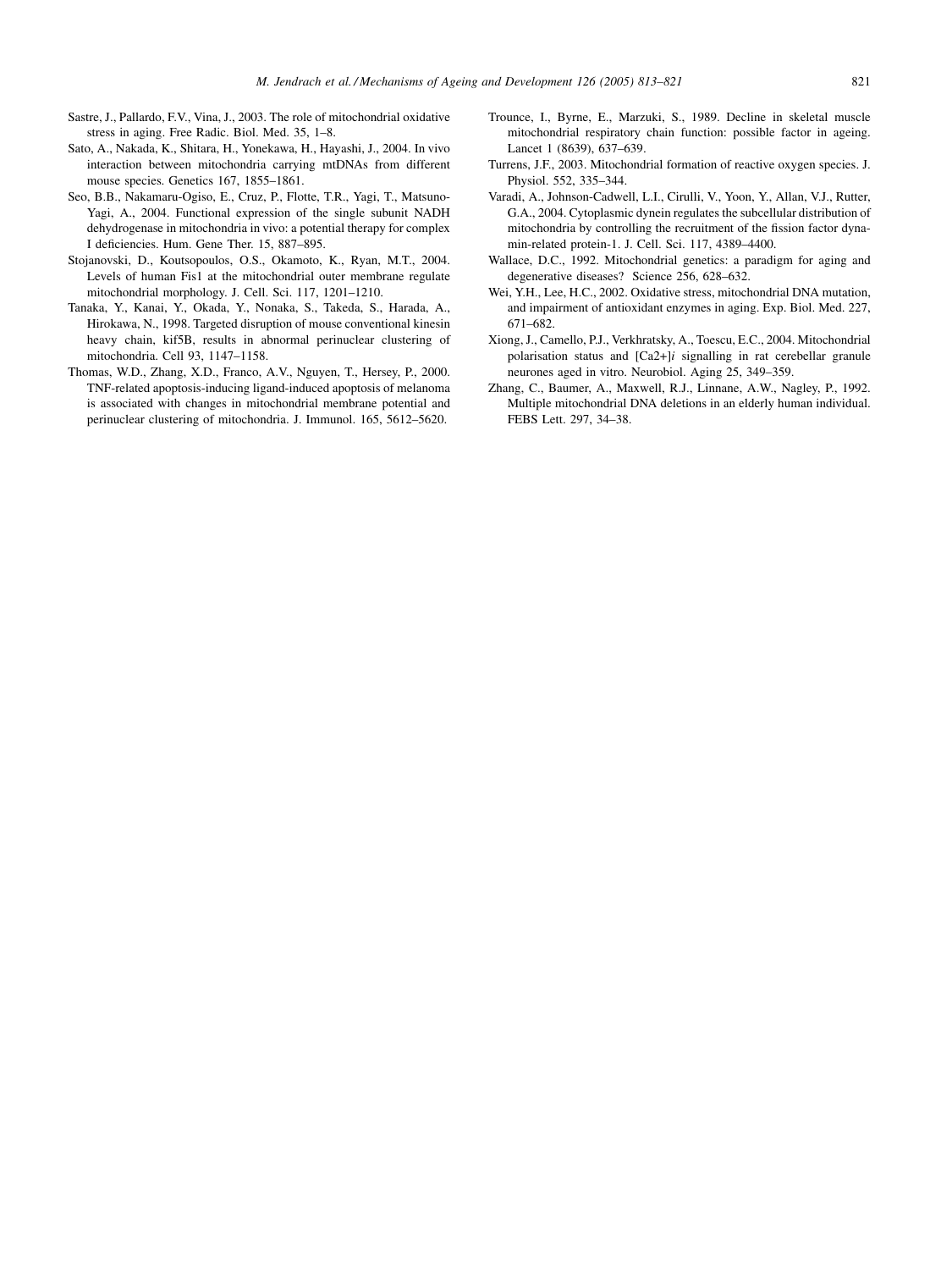Sastre, J., Pallardo, F.V., Vina, J., 2003. The role of mitochondrial oxidative stress in aging. Free Radic. Biol. Med. 35, 1–8.

Sato, A., Nakada, K., Shitara, H., Yonekawa, H., Hayashi, J., 2004. In vivo interaction between mitochondria carrying mtDNAs from different mouse species. Genetics 167, 1855–1861.

Seo, B.B., Nakamaru-Ogiso, E., Cruz, P., Flotte, T.R., Yagi, T., Matsuno-Yagi, A., 2004. Functional expression of the single subunit NADH dehydrogenase in mitochondria in vivo: a potential therapy for complex I deficiencies. Hum. Gene Ther. 15, 887–895.

Stojanovski, D., Koutsopoulos, O.S., Okamoto, K., Ryan, M.T., 2004. Levels of human Fis1 at the mitochondrial outer membrane regulate mitochondrial morphology. J. Cell. Sci. 117, 1201–1210.

Tanaka, Y., Kanai, Y., Okada, Y., Nonaka, S., Takeda, S., Harada, A., Hirokawa, N., 1998. Targeted disruption of mouse conventional kinesin heavy chain, kif5B, results in abnormal perinuclear clustering of mitochondria. Cell 93, 1147–1158.

Thomas, W.D., Zhang, X.D., Franco, A.V., Nguyen, T., Hersey, P., 2000. TNF-related apoptosis-inducing ligand-induced apoptosis of melanoma is associated with changes in mitochondrial membrane potential and perinuclear clustering of mitochondria. J. Immunol. 165, 5612–5620.

Trounce, I., Byrne, E., Marzuki, S., 1989. Decline in skeletal muscle mitochondrial respiratory chain function: possible factor in ageing. Lancet 1 (8639), 637–639.

Turrens, J.F., 2003. Mitochondrial formation of reactive oxygen species. J. Physiol. 552, 335–344.

Varadi, A., Johnson-Cadwell, L.I., Cirulli, V., Yoon, Y., Allan, V.J., Rutter, G.A., 2004. Cytoplasmic dynein regulates the subcellular distribution of mitochondria by controlling the recruitment of the fission factor dynamin-related protein-1. J. Cell. Sci. 117, 4389–4400.

Wallace, D.C., 1992. Mitochondrial genetics: a paradigm for aging and degenerative diseases? Science 256, 628–632.

Wei, Y.H., Lee, H.C., 2002. Oxidative stress, mitochondrial DNA mutation, and impairment of antioxidant enzymes in aging. Exp. Biol. Med. 227, 671–682.

Xiong, J., Camello, P.J., Verkhratsky, A., Toescu, E.C., 2004. Mitochondrial polarisation status and $[Ca2+]i$ signalling in rat cerebellar granule neurones aged in vitro. Neurobiol. Aging 25, 349–359.

Zhang, C., Baumer, A., Maxwell, R.J., Linnane, A.W., Nagley, P., 1992. Multiple mitochondrial DNA deletions in an elderly human individual. FEBS Lett. 297, 34–38.